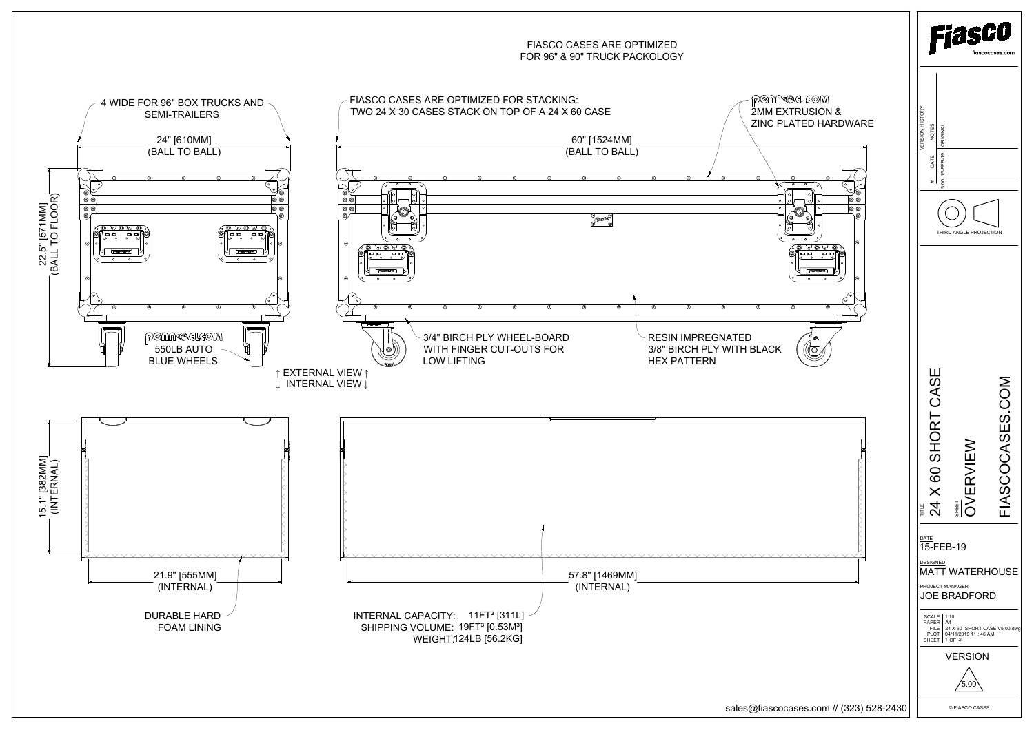# Fiasco

fiascocases.com

FIASCO CASES ARE OPTIMIZED FOR 96" & 90" TRUCK PACKOLOGY

4 WIDE FOR 96" BOX TRUCKS AND SEMI-TRAILERS

24" [610MM] (BALL TO BALL)

22.5" [571MM] (BALL TO FLOOR)

FIASCO CASES ARE OPTIMIZED FOR STACKING: TWO 24 X 30 CASES STACK ON TOP OF A 24 X 60 CASE

60" [1524MM] (BALL TO BALL)

PENN-ELCOM 2MM EXTRUSION & ZINC PLATED HARDWARE

PENN-ELCOM 550LB AUTO BLUE WHEELS

3/4" BIRCH PLY WHEEL-BOARD WITH FINGER CUT-OUTS FOR LOW LIFTING

RESIN IMPREGNATED 3/8" BIRCH PLY WITH BLACK HEX PATTERN

↑ EXTERNAL VIEW ↑
↓ INTERNAL VIEW ↓

15.1" [382MM] (INTERNAL)

21.9" [555MM] (INTERNAL)

57.8" [1469MM] (INTERNAL)

DURABLE HARD FOAM LINING

INTERNAL CAPACITY: 11FT³ [311L]
SHIPPING VOLUME: 19FT³ [0.53M³]
WEIGHT: 124LB [56.2KG]

sales@fiascocases.com // (323) 528-2430

| # | DATE | NOTES |
|---|---|---|
| 5.00 | 15-FEB-19 | ORIGINAL |

THIRD ANGLE PROJECTION

TITLE: 24 X 60 SHORT CASE

SHEET: OVERVIEW

FIASCOCASES.COM

DATE: 15-FEB-19

DESIGNED: MATT WATERHOUSE

PROJECT MANAGER: JOE BRADFORD

| | |
|---|---|
| SCALE | 1:10 |
| PAPER | A4 |
| FILE | 24 X 60 SHORT CASE V5.00.dwg |
| PLOT | 04/11/2019 11 : 46 AM |
| SHEET | 1 OF 2 |

VERSION 5.00

© FIASCO CASES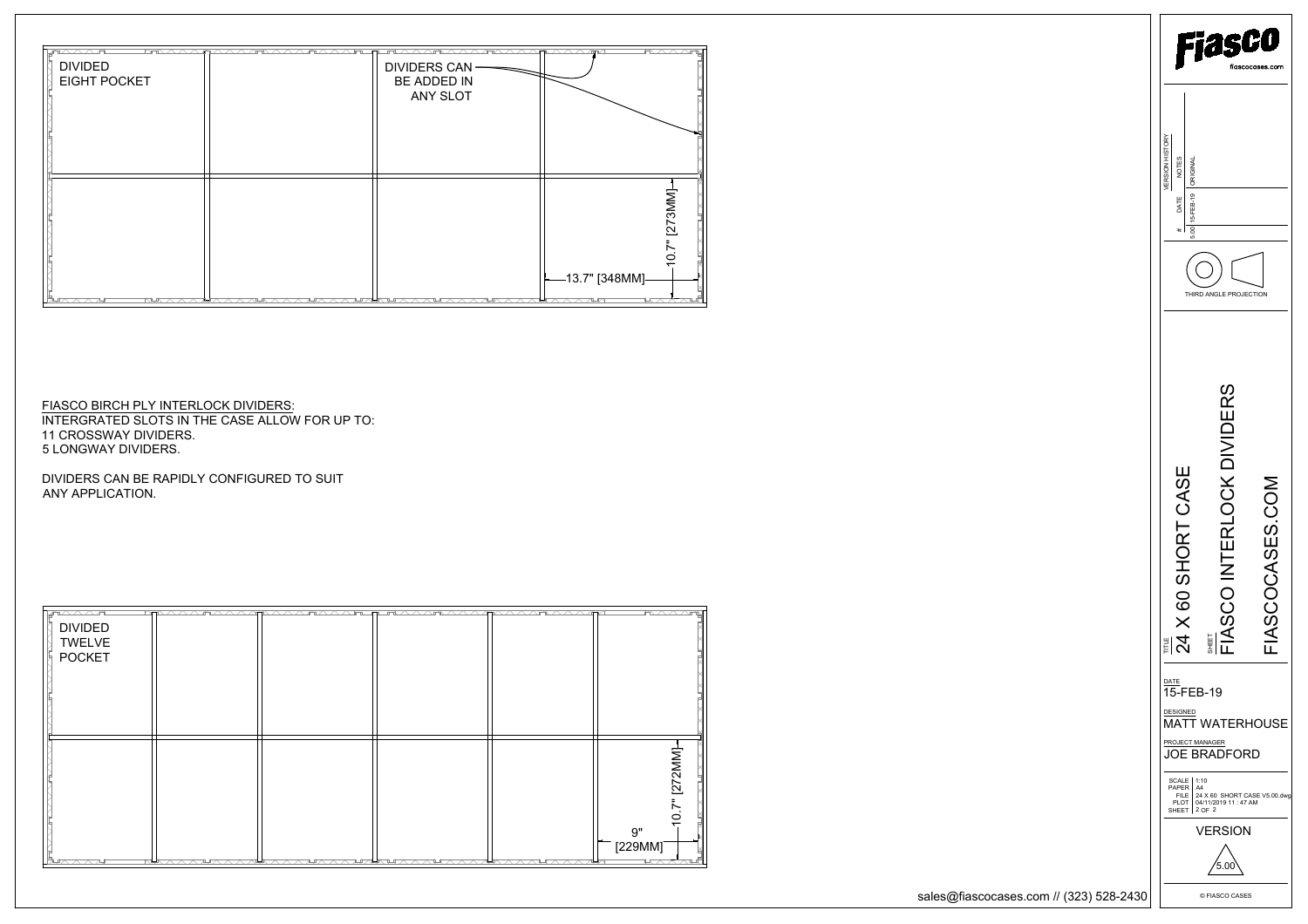DIVIDED
EIGHT POCKET

DIVIDERS CAN BE ADDED IN ANY SLOT

10.7" [273MM]

13.7" [348MM]

FIASCO BIRCH PLY INTERLOCK DIVIDERS:
INTERGRATED SLOTS IN THE CASE ALLOW FOR UP TO:
11 CROSSWAY DIVIDERS.
5 LONGWAY DIVIDERS.

DIVIDERS CAN BE RAPIDLY CONFIGURED TO SUIT ANY APPLICATION.

DIVIDED
TWELVE
POCKET

10.7" [272MM]

9"
[229MM]

sales@fiascocases.com // (323) 528-2430

Fiasco
fiascocases.com

| # | DATE | NOTES |
|---|---|---|
| 5.00 | 15-FEB-19 | ORIGINAL |

VERSION HISTORY

THIRD ANGLE PROJECTION

TITLE
24 X 60 SHORT CASE

SHEET
FIASCO INTERLOCK DIVIDERS

FIASCOCASES.COM

DATE
15-FEB-19

DESIGNED
MATT WATERHOUSE

PROJECT MANAGER
JOE BRADFORD

| | |
|---|---|
| SCALE | 1:10 |
| PAPER | A4 |
| FILE | 24 X 60 SHORT CASE V5.00.dwg |
| PLOT | 04/11/2019 11 : 47 AM |
| SHEET | 2 OF 2 |

VERSION
5.00

© FIASCO CASES